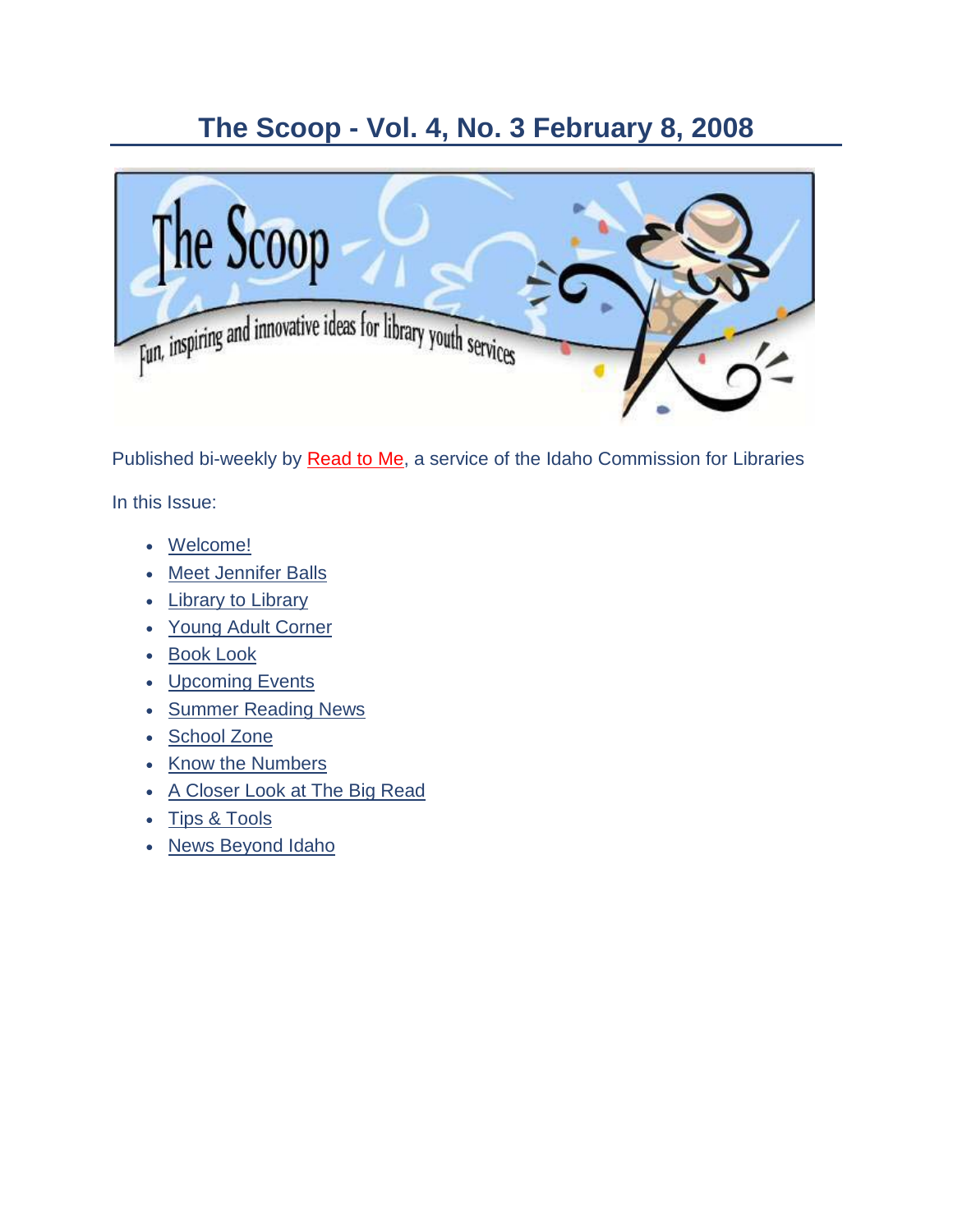# The Scoop - Vol. 4, No. 3 February 8, 2008

Published bi-weekly by Read to Me, a service of the Idaho Commission for Libraries

In this Issue:

- Welcome!
- Meet Jennifer Balls
- Library to Library
- Young Adult Corner
- Book Look
- Upcoming Events
- Summer Reading News
- School Zone
- Know the Numbers
- A Closer Look at The Big Read
- Tips & Tools
- News Beyond Idaho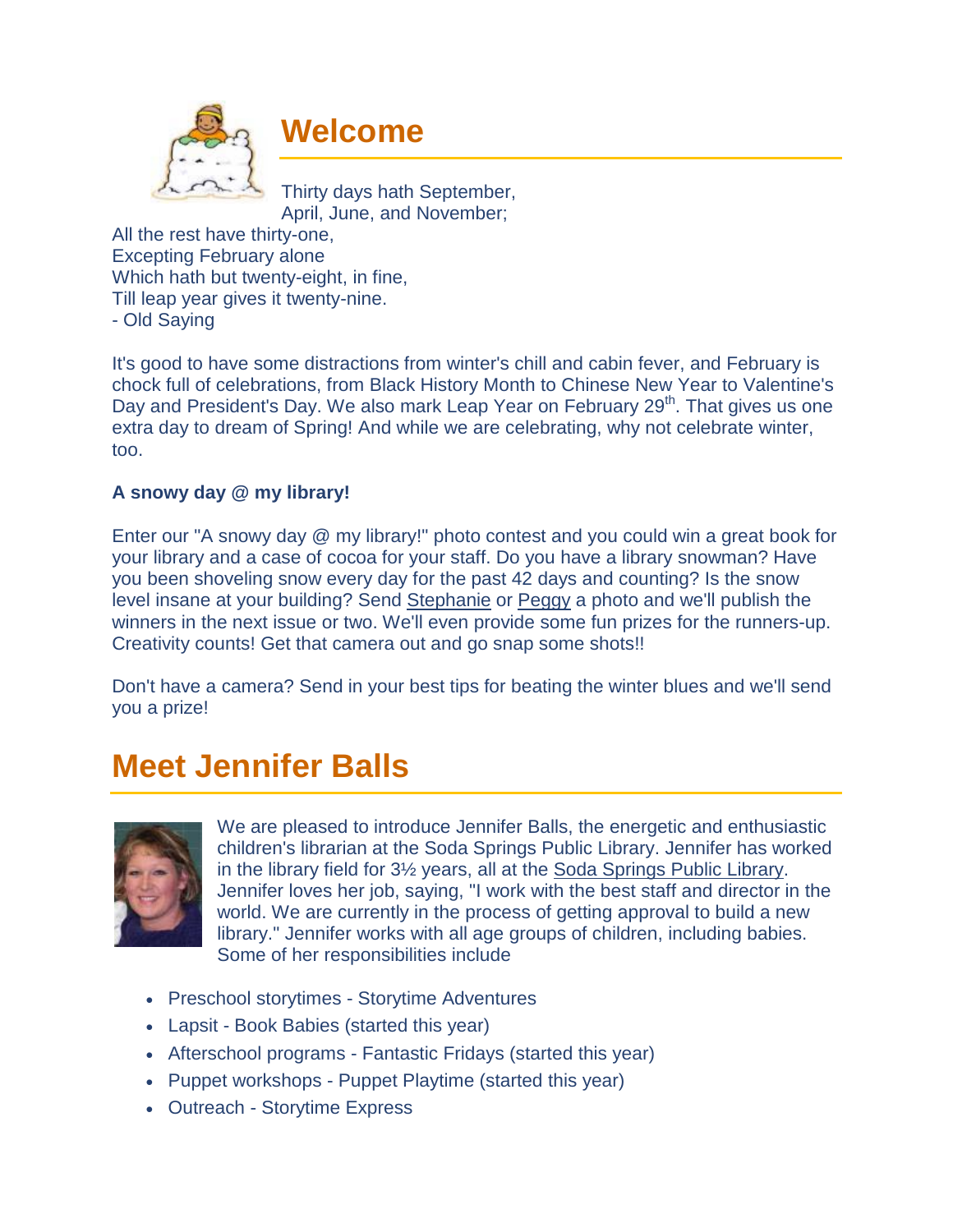## Welcome

Thirty days hath September,
April, June, and November;
All the rest have thirty-one,
Excepting February alone
Which hath but twenty-eight, in fine,
Till leap year gives it twenty-nine.
- Old Saying

It's good to have some distractions from winter's chill and cabin fever, and February is chock full of celebrations, from Black History Month to Chinese New Year to Valentine's Day and President's Day. We also mark Leap Year on February 29th. That gives us one extra day to dream of Spring! And while we are celebrating, why not celebrate winter, too.

**A snowy day @ my library!**

Enter our "A snowy day @ my library!" photo contest and you could win a great book for your library and a case of cocoa for your staff. Do you have a library snowman? Have you been shoveling snow every day for the past 42 days and counting? Is the snow level insane at your building? Send Stephanie or Peggy a photo and we'll publish the winners in the next issue or two. We'll even provide some fun prizes for the runners-up. Creativity counts! Get that camera out and go snap some shots!!

Don't have a camera? Send in your best tips for beating the winter blues and we'll send you a prize!

## Meet Jennifer Balls

We are pleased to introduce Jennifer Balls, the energetic and enthusiastic children's librarian at the Soda Springs Public Library. Jennifer has worked in the library field for 3½ years, all at the Soda Springs Public Library. Jennifer loves her job, saying, "I work with the best staff and director in the world. We are currently in the process of getting approval to build a new library." Jennifer works with all age groups of children, including babies. Some of her responsibilities include

- Preschool storytimes - Storytime Adventures
- Lapsit - Book Babies (started this year)
- Afterschool programs - Fantastic Fridays (started this year)
- Puppet workshops - Puppet Playtime (started this year)
- Outreach - Storytime Express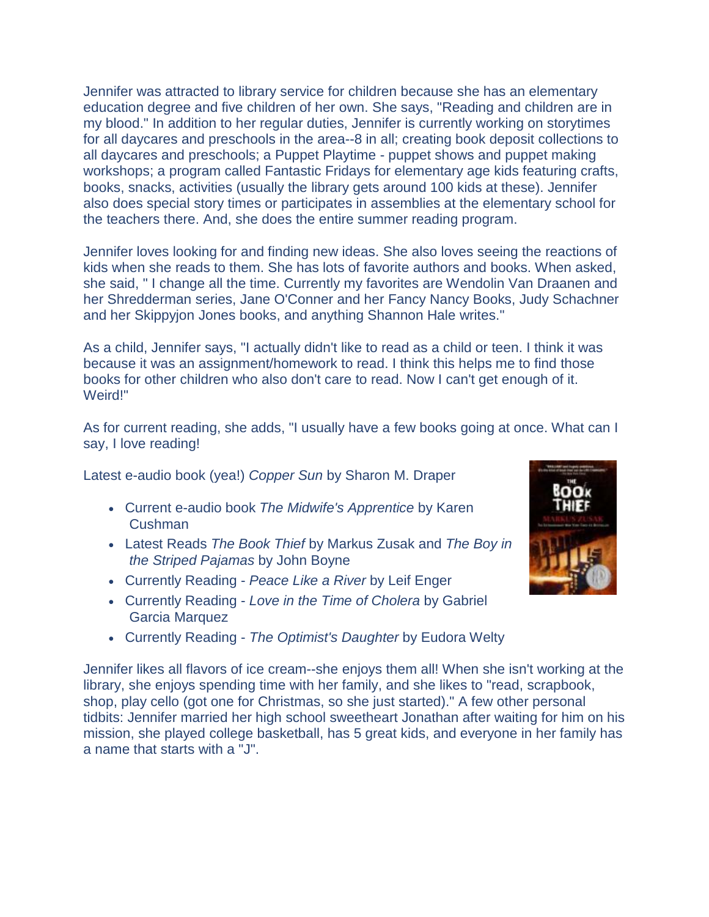Jennifer was attracted to library service for children because she has an elementary education degree and five children of her own. She says, "Reading and children are in my blood." In addition to her regular duties, Jennifer is currently working on storytimes for all daycares and preschools in the area--8 in all; creating book deposit collections to all daycares and preschools; a Puppet Playtime - puppet shows and puppet making workshops; a program called Fantastic Fridays for elementary age kids featuring crafts, books, snacks, activities (usually the library gets around 100 kids at these). Jennifer also does special story times or participates in assemblies at the elementary school for the teachers there. And, she does the entire summer reading program.

Jennifer loves looking for and finding new ideas. She also loves seeing the reactions of kids when she reads to them. She has lots of favorite authors and books. When asked, she said, " I change all the time. Currently my favorites are Wendolin Van Draanen and her Shredderman series, Jane O'Conner and her Fancy Nancy Books, Judy Schachner and her Skippyjon Jones books, and anything Shannon Hale writes."

As a child, Jennifer says, "I actually didn't like to read as a child or teen. I think it was because it was an assignment/homework to read. I think this helps me to find those books for other children who also don't care to read. Now I can't get enough of it. Weird!"

As for current reading, she adds, "I usually have a few books going at once. What can I say, I love reading!

Latest e-audio book (yea!) *Copper Sun* by Sharon M. Draper

- Current e-audio book *The Midwife's Apprentice* by Karen Cushman
- Latest Reads *The Book Thief* by Markus Zusak and *The Boy in the Striped Pajamas* by John Boyne
- Currently Reading - *Peace Like a River* by Leif Enger
- Currently Reading - *Love in the Time of Cholera* by Gabriel Garcia Marquez
- Currently Reading - *The Optimist's Daughter* by Eudora Welty

Jennifer likes all flavors of ice cream--she enjoys them all! When she isn't working at the library, she enjoys spending time with her family, and she likes to "read, scrapbook, shop, play cello (got one for Christmas, so she just started)." A few other personal tidbits: Jennifer married her high school sweetheart Jonathan after waiting for him on his mission, she played college basketball, has 5 great kids, and everyone in her family has a name that starts with a "J".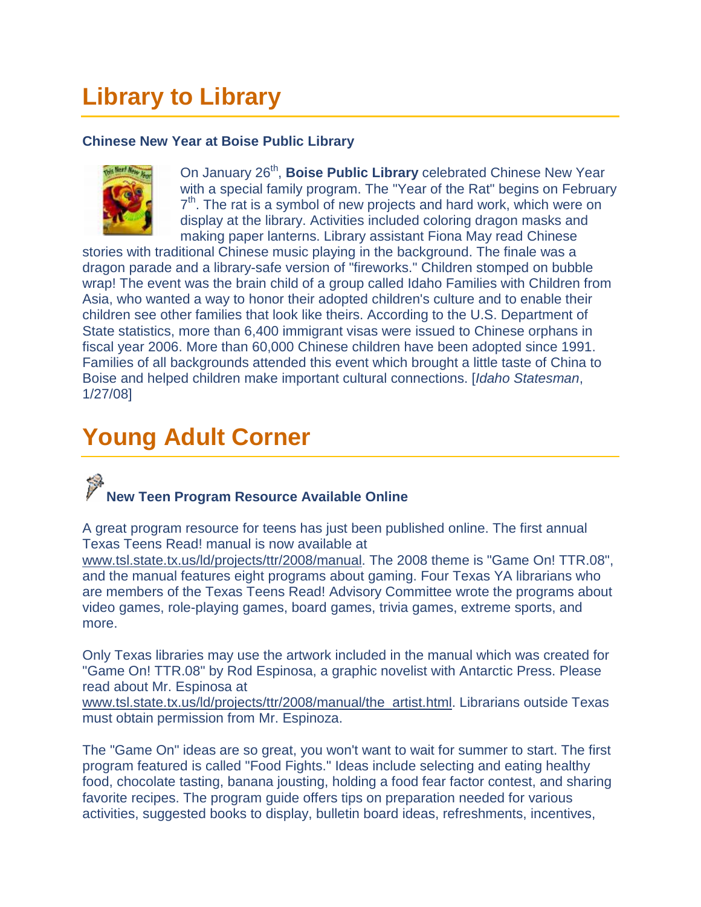# Library to Library

### Chinese New Year at Boise Public Library

On January 26th, **Boise Public Library** celebrated Chinese New Year with a special family program. The "Year of the Rat" begins on February 7th. The rat is a symbol of new projects and hard work, which were on display at the library. Activities included coloring dragon masks and making paper lanterns. Library assistant Fiona May read Chinese stories with traditional Chinese music playing in the background. The finale was a dragon parade and a library-safe version of "fireworks." Children stomped on bubble wrap! The event was the brain child of a group called Idaho Families with Children from Asia, who wanted a way to honor their adopted children's culture and to enable their children see other families that look like theirs. According to the U.S. Department of State statistics, more than 6,400 immigrant visas were issued to Chinese orphans in fiscal year 2006. More than 60,000 Chinese children have been adopted since 1991. Families of all backgrounds attended this event which brought a little taste of China to Boise and helped children make important cultural connections. [*Idaho Statesman*, 1/27/08]

# Young Adult Corner

### New Teen Program Resource Available Online

A great program resource for teens has just been published online. The first annual Texas Teens Read! manual is now available at www.tsl.state.tx.us/ld/projects/ttr/2008/manual. The 2008 theme is "Game On! TTR.08", and the manual features eight programs about gaming. Four Texas YA librarians who are members of the Texas Teens Read! Advisory Committee wrote the programs about video games, role-playing games, board games, trivia games, extreme sports, and more.

Only Texas libraries may use the artwork included in the manual which was created for "Game On! TTR.08" by Rod Espinosa, a graphic novelist with Antarctic Press. Please read about Mr. Espinosa at www.tsl.state.tx.us/ld/projects/ttr/2008/manual/the_artist.html. Librarians outside Texas must obtain permission from Mr. Espinoza.

The "Game On" ideas are so great, you won't want to wait for summer to start. The first program featured is called "Food Fights." Ideas include selecting and eating healthy food, chocolate tasting, banana jousting, holding a food fear factor contest, and sharing favorite recipes. The program guide offers tips on preparation needed for various activities, suggested books to display, bulletin board ideas, refreshments, incentives,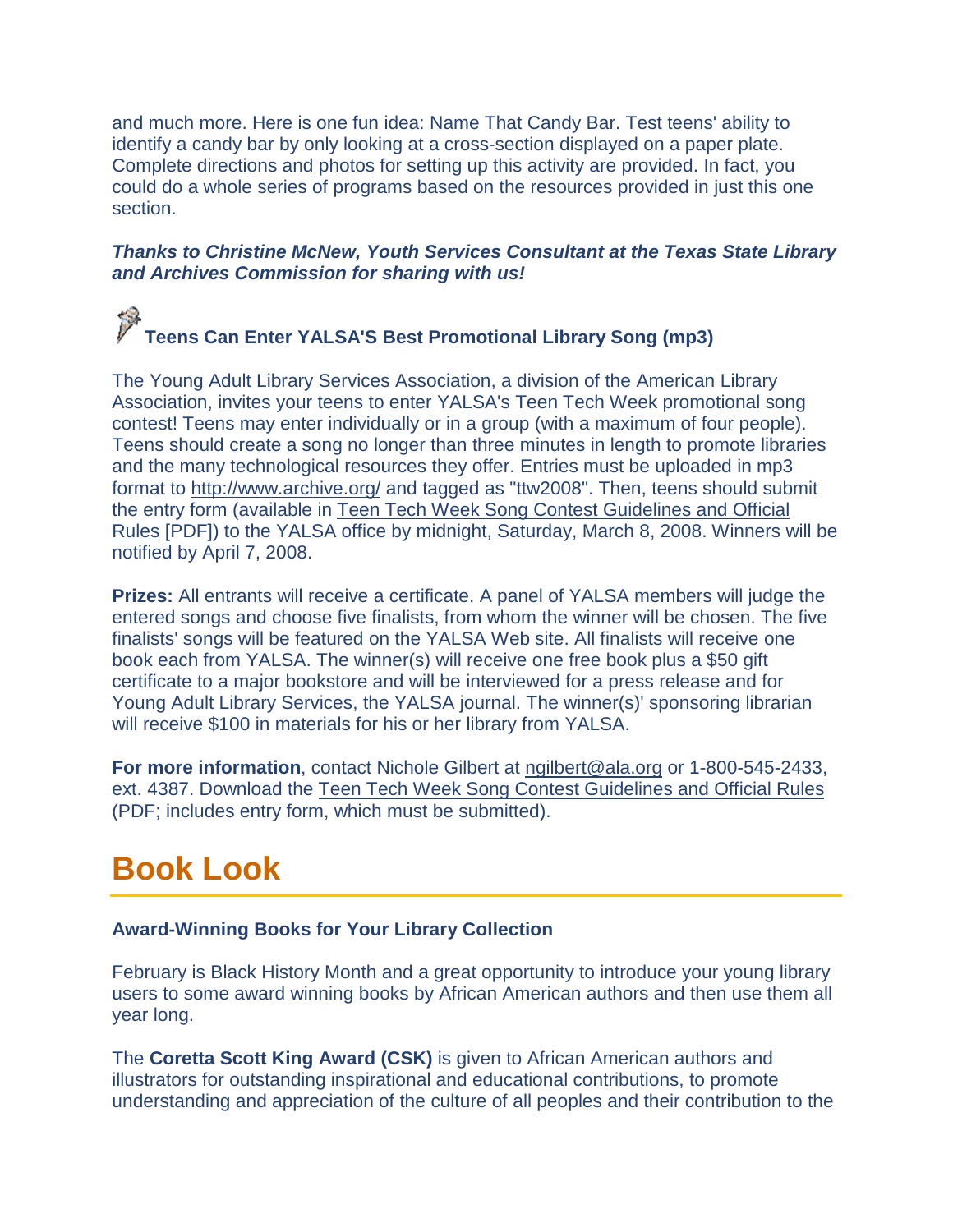and much more. Here is one fun idea: Name That Candy Bar. Test teens' ability to identify a candy bar by only looking at a cross-section displayed on a paper plate. Complete directions and photos for setting up this activity are provided. In fact, you could do a whole series of programs based on the resources provided in just this one section.

***Thanks to Christine McNew, Youth Services Consultant at the Texas State Library and Archives Commission for sharing with us!***

### Teens Can Enter YALSA'S Best Promotional Library Song (mp3)

The Young Adult Library Services Association, a division of the American Library Association, invites your teens to enter YALSA's Teen Tech Week promotional song contest! Teens may enter individually or in a group (with a maximum of four people). Teens should create a song no longer than three minutes in length to promote libraries and the many technological resources they offer. Entries must be uploaded in mp3 format to http://www.archive.org/ and tagged as "ttw2008". Then, teens should submit the entry form (available in Teen Tech Week Song Contest Guidelines and Official Rules [PDF]) to the YALSA office by midnight, Saturday, March 8, 2008. Winners will be notified by April 7, 2008.

**Prizes:** All entrants will receive a certificate. A panel of YALSA members will judge the entered songs and choose five finalists, from whom the winner will be chosen. The five finalists' songs will be featured on the YALSA Web site. All finalists will receive one book each from YALSA. The winner(s) will receive one free book plus a $50 gift certificate to a major bookstore and will be interviewed for a press release and for Young Adult Library Services, the YALSA journal. The winner(s)' sponsoring librarian will receive $100 in materials for his or her library from YALSA.

**For more information**, contact Nichole Gilbert at ngilbert@ala.org or 1-800-545-2433, ext. 4387. Download the Teen Tech Week Song Contest Guidelines and Official Rules (PDF; includes entry form, which must be submitted).

# Book Look

#### Award-Winning Books for Your Library Collection

February is Black History Month and a great opportunity to introduce your young library users to some award winning books by African American authors and then use them all year long.

The **Coretta Scott King Award (CSK)** is given to African American authors and illustrators for outstanding inspirational and educational contributions, to promote understanding and appreciation of the culture of all peoples and their contribution to the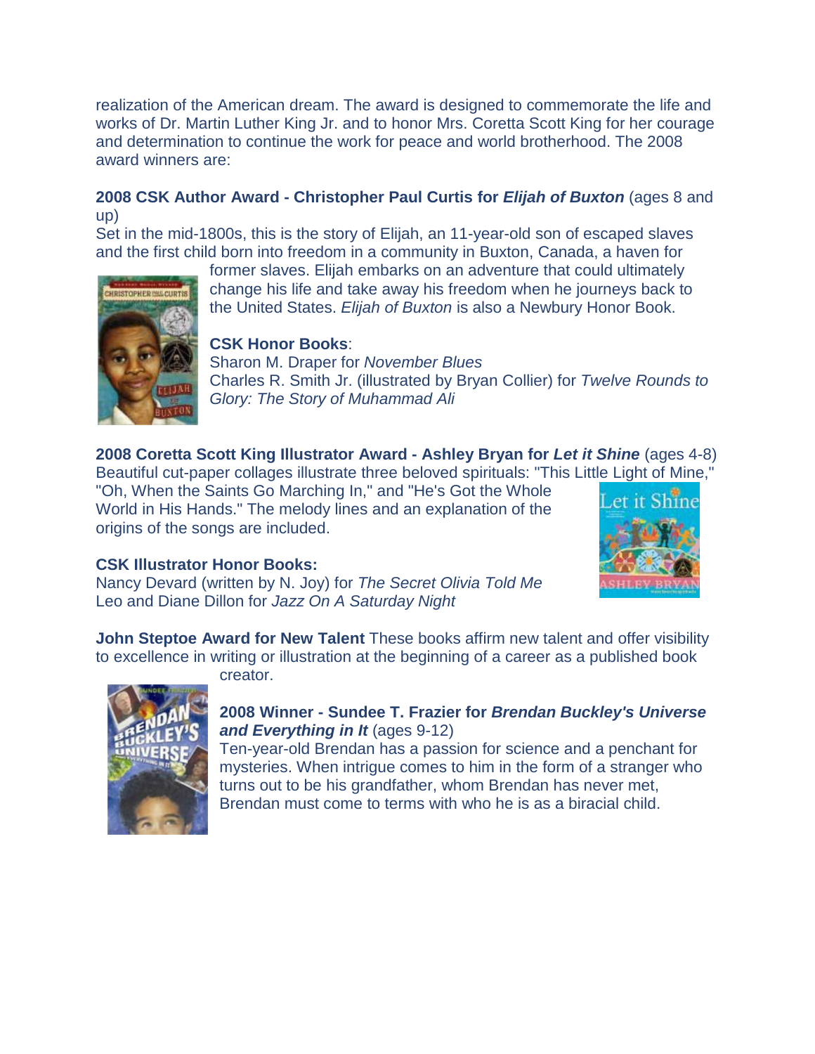realization of the American dream. The award is designed to commemorate the life and works of Dr. Martin Luther King Jr. and to honor Mrs. Coretta Scott King for her courage and determination to continue the work for peace and world brotherhood. The 2008 award winners are:

**2008 CSK Author Award - Christopher Paul Curtis for *Elijah of Buxton*** (ages 8 and up)
Set in the mid-1800s, this is the story of Elijah, an 11-year-old son of escaped slaves and the first child born into freedom in a community in Buxton, Canada, a haven for former slaves. Elijah embarks on an adventure that could ultimately change his life and take away his freedom when he journeys back to the United States. *Elijah of Buxton* is also a Newbury Honor Book.

**CSK Honor Books**:
Sharon M. Draper for *November Blues*
Charles R. Smith Jr. (illustrated by Bryan Collier) for *Twelve Rounds to Glory: The Story of Muhammad Ali*

**2008 Coretta Scott King Illustrator Award - Ashley Bryan for *Let it Shine*** (ages 4-8)
Beautiful cut-paper collages illustrate three beloved spirituals: "This Little Light of Mine," "Oh, When the Saints Go Marching In," and "He's Got the Whole World in His Hands." The melody lines and an explanation of the origins of the songs are included.

**CSK Illustrator Honor Books:**
Nancy Devard (written by N. Joy) for *The Secret Olivia Told Me*
Leo and Diane Dillon for *Jazz On A Saturday Night*

**John Steptoe Award for New Talent** These books affirm new talent and offer visibility to excellence in writing or illustration at the beginning of a career as a published book creator.

**2008 Winner - Sundee T. Frazier for *Brendan Buckley's Universe and Everything in It*** (ages 9-12)
Ten-year-old Brendan has a passion for science and a penchant for mysteries. When intrigue comes to him in the form of a stranger who turns out to be his grandfather, whom Brendan has never met, Brendan must come to terms with who he is as a biracial child.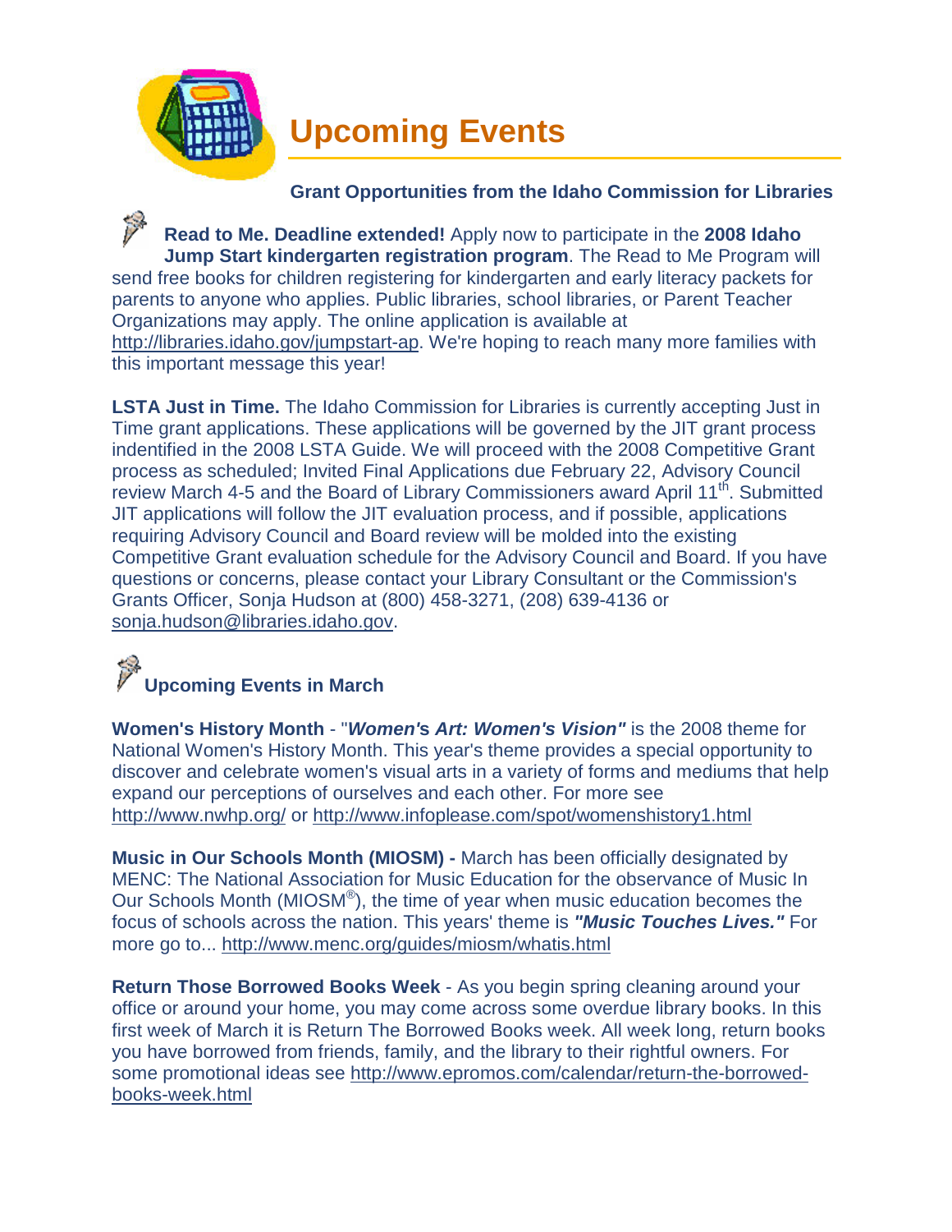# Upcoming Events

### Grant Opportunities from the Idaho Commission for Libraries

**Read to Me. Deadline extended!** Apply now to participate in the **2008 Idaho Jump Start kindergarten registration program**. The Read to Me Program will send free books for children registering for kindergarten and early literacy packets for parents to anyone who applies. Public libraries, school libraries, or Parent Teacher Organizations may apply. The online application is available at http://libraries.idaho.gov/jumpstart-ap. We're hoping to reach many more families with this important message this year!

**LSTA Just in Time.** The Idaho Commission for Libraries is currently accepting Just in Time grant applications. These applications will be governed by the JIT grant process indentified in the 2008 LSTA Guide. We will proceed with the 2008 Competitive Grant process as scheduled; Invited Final Applications due February 22, Advisory Council review March 4-5 and the Board of Library Commissioners award April 11th. Submitted JIT applications will follow the JIT evaluation process, and if possible, applications requiring Advisory Council and Board review will be molded into the existing Competitive Grant evaluation schedule for the Advisory Council and Board. If you have questions or concerns, please contact your Library Consultant or the Commission's Grants Officer, Sonja Hudson at (800) 458-3271, (208) 639-4136 or sonja.hudson@libraries.idaho.gov.

### Upcoming Events in March

**Women's History Month** - "***Women's Art: Women's Vision"*** is the 2008 theme for National Women's History Month. This year's theme provides a special opportunity to discover and celebrate women's visual arts in a variety of forms and mediums that help expand our perceptions of ourselves and each other. For more see http://www.nwhp.org/ or http://www.infoplease.com/spot/womenshistory1.html

**Music in Our Schools Month (MIOSM) -** March has been officially designated by MENC: The National Association for Music Education for the observance of Music In Our Schools Month (MIOSM®), the time of year when music education becomes the focus of schools across the nation. This years' theme is ***"Music Touches Lives."*** For more go to... http://www.menc.org/guides/miosm/whatis.html

**Return Those Borrowed Books Week** - As you begin spring cleaning around your office or around your home, you may come across some overdue library books. In this first week of March it is Return The Borrowed Books week. All week long, return books you have borrowed from friends, family, and the library to their rightful owners. For some promotional ideas see http://www.epromos.com/calendar/return-the-borrowed-books-week.html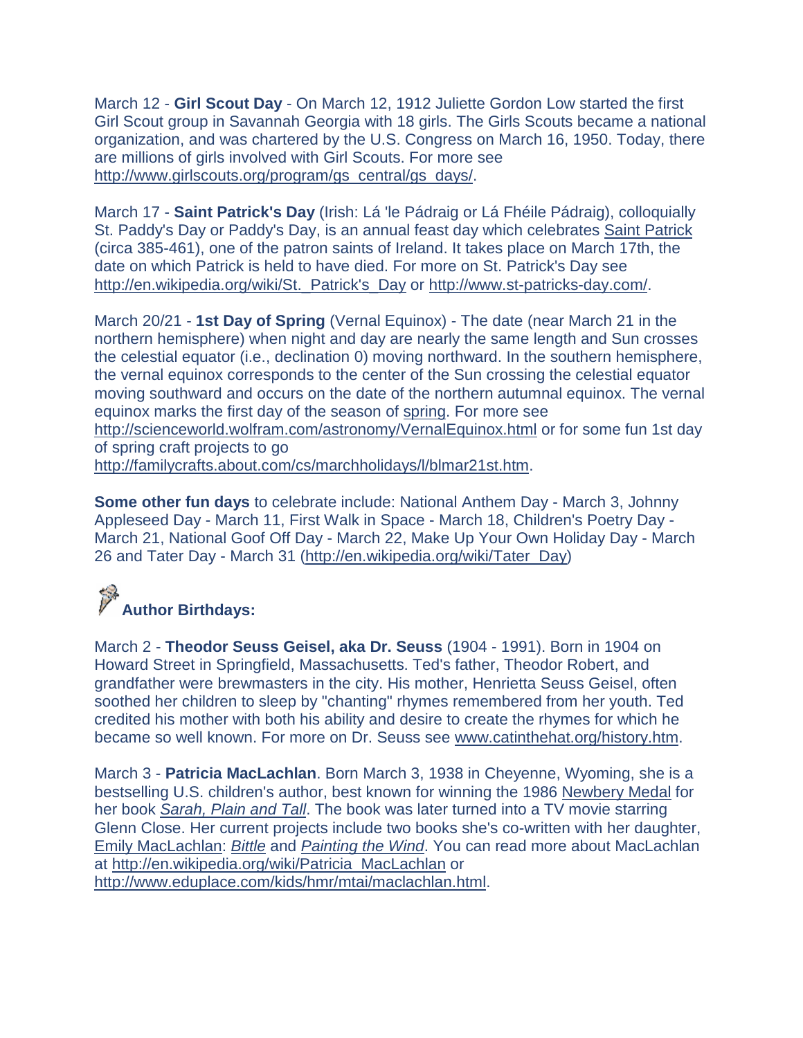March 12 - **Girl Scout Day** - On March 12, 1912 Juliette Gordon Low started the first Girl Scout group in Savannah Georgia with 18 girls. The Girls Scouts became a national organization, and was chartered by the U.S. Congress on March 16, 1950. Today, there are millions of girls involved with Girl Scouts. For more see http://www.girlscouts.org/program/gs_central/gs_days/.

March 17 - **Saint Patrick's Day** (Irish: Lá 'le Pádraig or Lá Fhéile Pádraig), colloquially St. Paddy's Day or Paddy's Day, is an annual feast day which celebrates Saint Patrick (circa 385-461), one of the patron saints of Ireland. It takes place on March 17th, the date on which Patrick is held to have died. For more on St. Patrick's Day see http://en.wikipedia.org/wiki/St._Patrick's_Day or http://www.st-patricks-day.com/.

March 20/21 - **1st Day of Spring** (Vernal Equinox) - The date (near March 21 in the northern hemisphere) when night and day are nearly the same length and Sun crosses the celestial equator (i.e., declination 0) moving northward. In the southern hemisphere, the vernal equinox corresponds to the center of the Sun crossing the celestial equator moving southward and occurs on the date of the northern autumnal equinox. The vernal equinox marks the first day of the season of spring. For more see http://scienceworld.wolfram.com/astronomy/VernalEquinox.html or for some fun 1st day of spring craft projects to go http://familycrafts.about.com/cs/marchholidays/l/blmar21st.htm.

**Some other fun days** to celebrate include: National Anthem Day - March 3, Johnny Appleseed Day - March 11, First Walk in Space - March 18, Children's Poetry Day - March 21, National Goof Off Day - March 22, Make Up Your Own Holiday Day - March 26 and Tater Day - March 31 (http://en.wikipedia.org/wiki/Tater_Day)

## Author Birthdays:

March 2 - **Theodor Seuss Geisel, aka Dr. Seuss** (1904 - 1991). Born in 1904 on Howard Street in Springfield, Massachusetts. Ted's father, Theodor Robert, and grandfather were brewmasters in the city. His mother, Henrietta Seuss Geisel, often soothed her children to sleep by "chanting" rhymes remembered from her youth. Ted credited his mother with both his ability and desire to create the rhymes for which he became so well known. For more on Dr. Seuss see www.catinthehat.org/history.htm.

March 3 - **Patricia MacLachlan**. Born March 3, 1938 in Cheyenne, Wyoming, she is a bestselling U.S. children's author, best known for winning the 1986 Newbery Medal for her book *Sarah, Plain and Tall*. The book was later turned into a TV movie starring Glenn Close. Her current projects include two books she's co-written with her daughter, Emily MacLachlan: *Bittle* and *Painting the Wind*. You can read more about MacLachlan at http://en.wikipedia.org/wiki/Patricia_MacLachlan or http://www.eduplace.com/kids/hmr/mtai/maclachlan.html.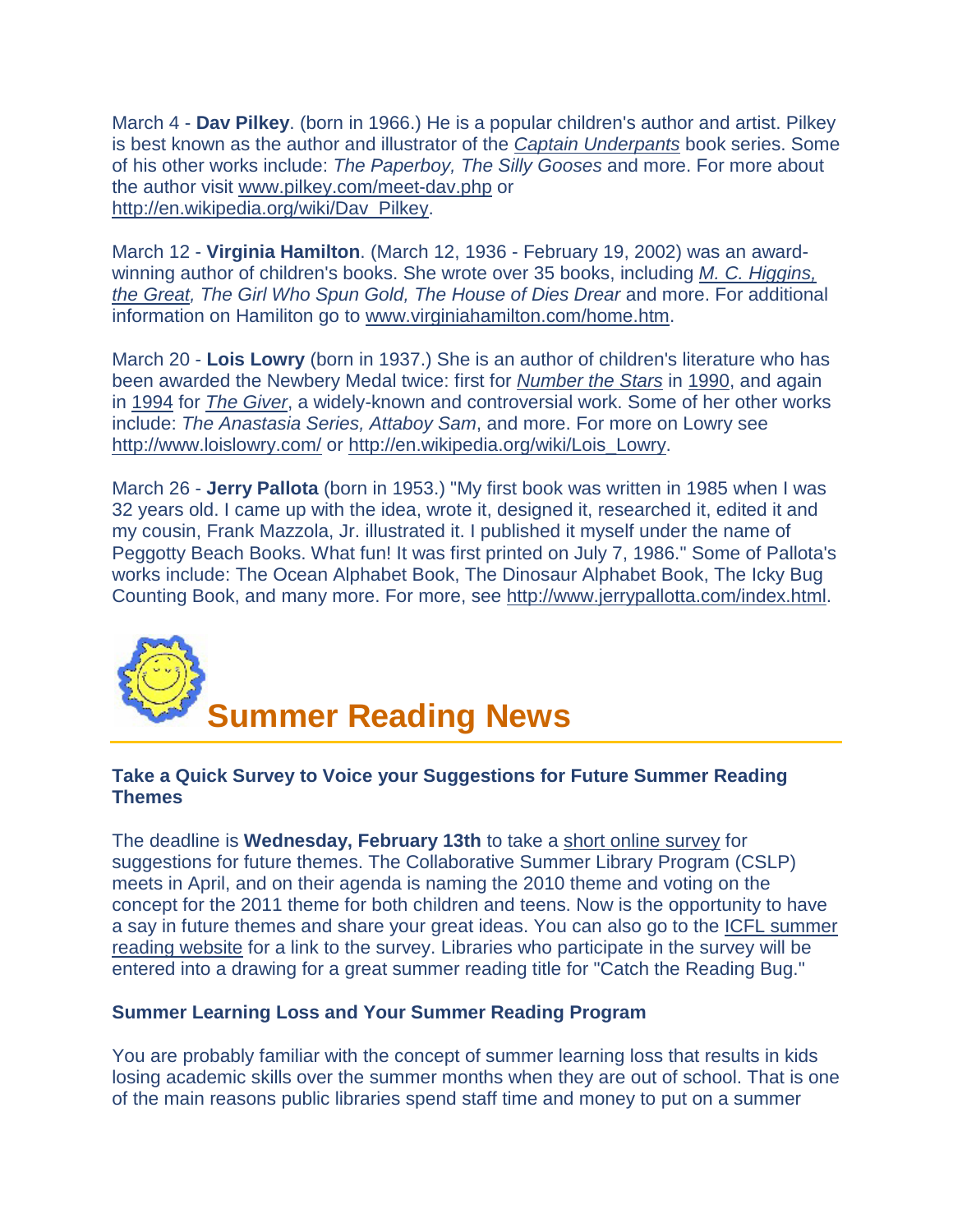March 4 - **Dav Pilkey**. (born in 1966.) He is a popular children's author and artist. Pilkey is best known as the author and illustrator of the *Captain Underpants* book series. Some of his other works include: *The Paperboy, The Silly Gooses* and more. For more about the author visit www.pilkey.com/meet-dav.php or http://en.wikipedia.org/wiki/Dav_Pilkey.

March 12 - **Virginia Hamilton**. (March 12, 1936 - February 19, 2002) was an award-winning author of children's books. She wrote over 35 books, including *M. C. Higgins, the Great, The Girl Who Spun Gold, The House of Dies Drear* and more. For additional information on Hamiliton go to www.virginiahamilton.com/home.htm.

March 20 - **Lois Lowry** (born in 1937.) She is an author of children's literature who has been awarded the Newbery Medal twice: first for *Number the Stars* in 1990, and again in 1994 for *The Giver*, a widely-known and controversial work. Some of her other works include: *The Anastasia Series, Attaboy Sam*, and more. For more on Lowry see http://www.loislowry.com/ or http://en.wikipedia.org/wiki/Lois_Lowry.

March 26 - **Jerry Pallota** (born in 1953.) "My first book was written in 1985 when I was 32 years old. I came up with the idea, wrote it, designed it, researched it, edited it and my cousin, Frank Mazzola, Jr. illustrated it. I published it myself under the name of Peggotty Beach Books. What fun! It was first printed on July 7, 1986." Some of Pallota's works include: The Ocean Alphabet Book, The Dinosaur Alphabet Book, The Icky Bug Counting Book, and many more. For more, see http://www.jerrypallotta.com/index.html.

## Summer Reading News

### Take a Quick Survey to Voice your Suggestions for Future Summer Reading Themes

The deadline is **Wednesday, February 13th** to take a short online survey for suggestions for future themes. The Collaborative Summer Library Program (CSLP) meets in April, and on their agenda is naming the 2010 theme and voting on the concept for the 2011 theme for both children and teens. Now is the opportunity to have a say in future themes and share your great ideas. You can also go to the ICFL summer reading website for a link to the survey. Libraries who participate in the survey will be entered into a drawing for a great summer reading title for "Catch the Reading Bug."

### Summer Learning Loss and Your Summer Reading Program

You are probably familiar with the concept of summer learning loss that results in kids losing academic skills over the summer months when they are out of school. That is one of the main reasons public libraries spend staff time and money to put on a summer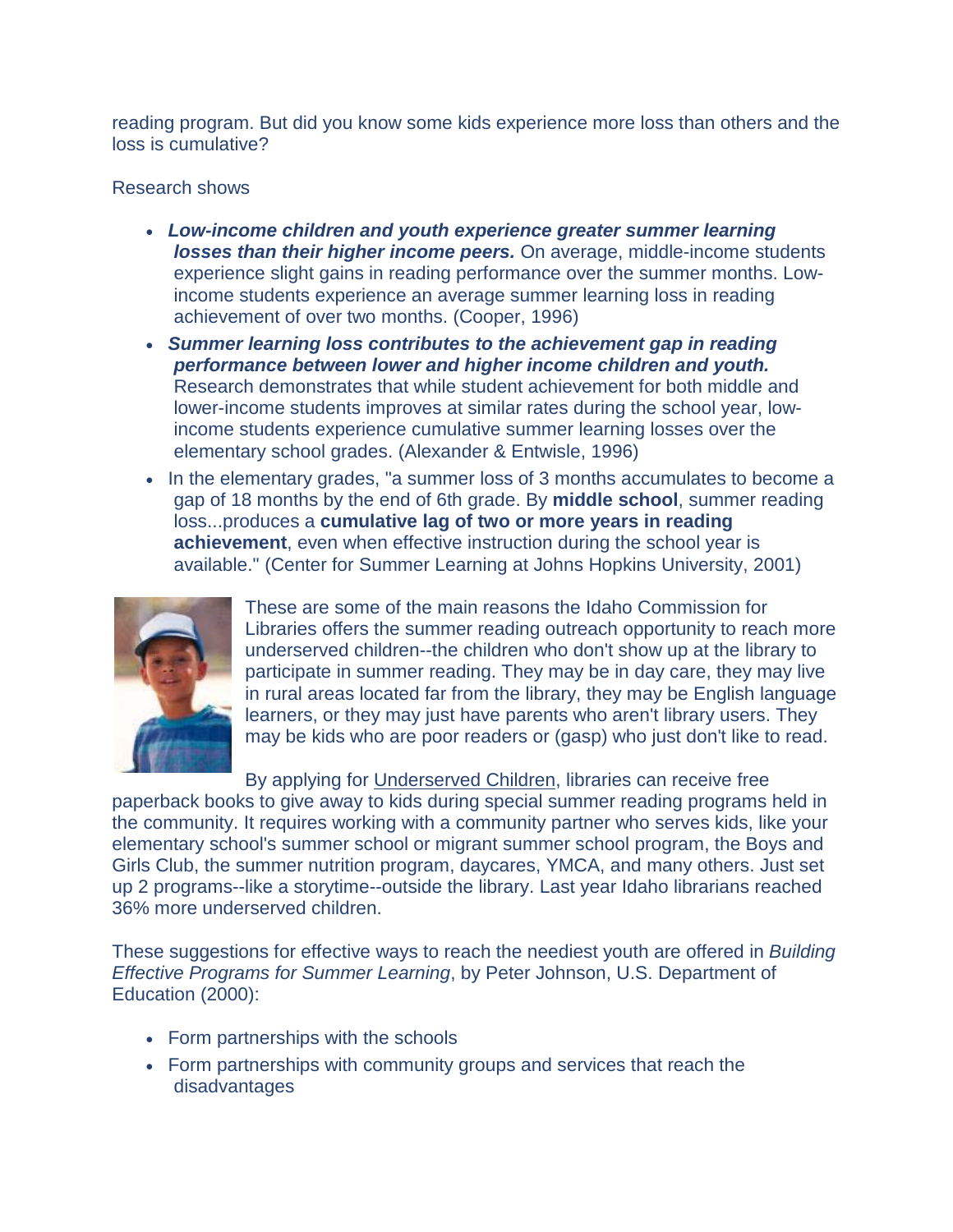reading program. But did you know some kids experience more loss than others and the loss is cumulative?

Research shows

- ***Low-income children and youth experience greater summer learning losses than their higher income peers.*** On average, middle-income students experience slight gains in reading performance over the summer months. Low-income students experience an average summer learning loss in reading achievement of over two months. (Cooper, 1996)
- ***Summer learning loss contributes to the achievement gap in reading performance between lower and higher income children and youth.*** Research demonstrates that while student achievement for both middle and lower-income students improves at similar rates during the school year, low-income students experience cumulative summer learning losses over the elementary school grades. (Alexander & Entwisle, 1996)
- In the elementary grades, "a summer loss of 3 months accumulates to become a gap of 18 months by the end of 6th grade. By **middle school**, summer reading loss...produces a **cumulative lag of two or more years in reading achievement**, even when effective instruction during the school year is available." (Center for Summer Learning at Johns Hopkins University, 2001)

These are some of the main reasons the Idaho Commission for Libraries offers the summer reading outreach opportunity to reach more underserved children--the children who don't show up at the library to participate in summer reading. They may be in day care, they may live in rural areas located far from the library, they may be English language learners, or they may just have parents who aren't library users. They may be kids who are poor readers or (gasp) who just don't like to read.

By applying for Underserved Children, libraries can receive free paperback books to give away to kids during special summer reading programs held in the community. It requires working with a community partner who serves kids, like your elementary school's summer school or migrant summer school program, the Boys and Girls Club, the summer nutrition program, daycares, YMCA, and many others. Just set up 2 programs--like a storytime--outside the library. Last year Idaho librarians reached 36% more underserved children.

These suggestions for effective ways to reach the neediest youth are offered in *Building Effective Programs for Summer Learning*, by Peter Johnson, U.S. Department of Education (2000):

- Form partnerships with the schools
- Form partnerships with community groups and services that reach the disadvantages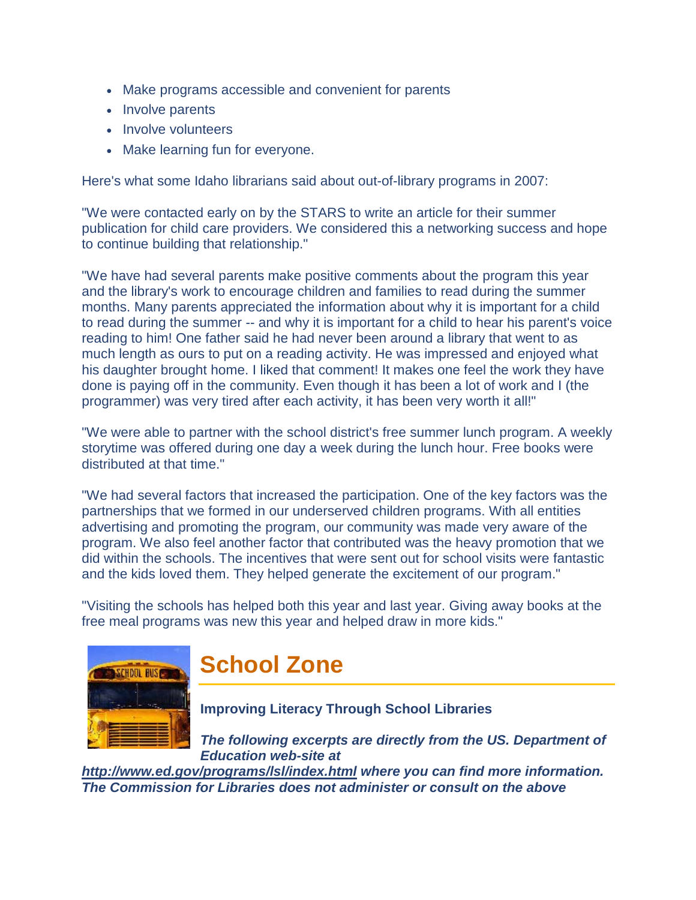- Make programs accessible and convenient for parents
- Involve parents
- Involve volunteers
- Make learning fun for everyone.

Here's what some Idaho librarians said about out-of-library programs in 2007:

"We were contacted early on by the STARS to write an article for their summer publication for child care providers. We considered this a networking success and hope to continue building that relationship."

"We have had several parents make positive comments about the program this year and the library's work to encourage children and families to read during the summer months. Many parents appreciated the information about why it is important for a child to read during the summer -- and why it is important for a child to hear his parent's voice reading to him! One father said he had never been around a library that went to as much length as ours to put on a reading activity. He was impressed and enjoyed what his daughter brought home. I liked that comment! It makes one feel the work they have done is paying off in the community. Even though it has been a lot of work and I (the programmer) was very tired after each activity, it has been very worth it all!"

"We were able to partner with the school district's free summer lunch program. A weekly storytime was offered during one day a week during the lunch hour. Free books were distributed at that time."

"We had several factors that increased the participation. One of the key factors was the partnerships that we formed in our underserved children programs. With all entities advertising and promoting the program, our community was made very aware of the program. We also feel another factor that contributed was the heavy promotion that we did within the schools. The incentives that were sent out for school visits were fantastic and the kids loved them. They helped generate the excitement of our program."

"Visiting the schools has helped both this year and last year. Giving away books at the free meal programs was new this year and helped draw in more kids."

## School Zone

**Improving Literacy Through School Libraries**

***The following excerpts are directly from the US. Department of Education web-site at http://www.ed.gov/programs/lsl/index.html where you can find more information. The Commission for Libraries does not administer or consult on the above***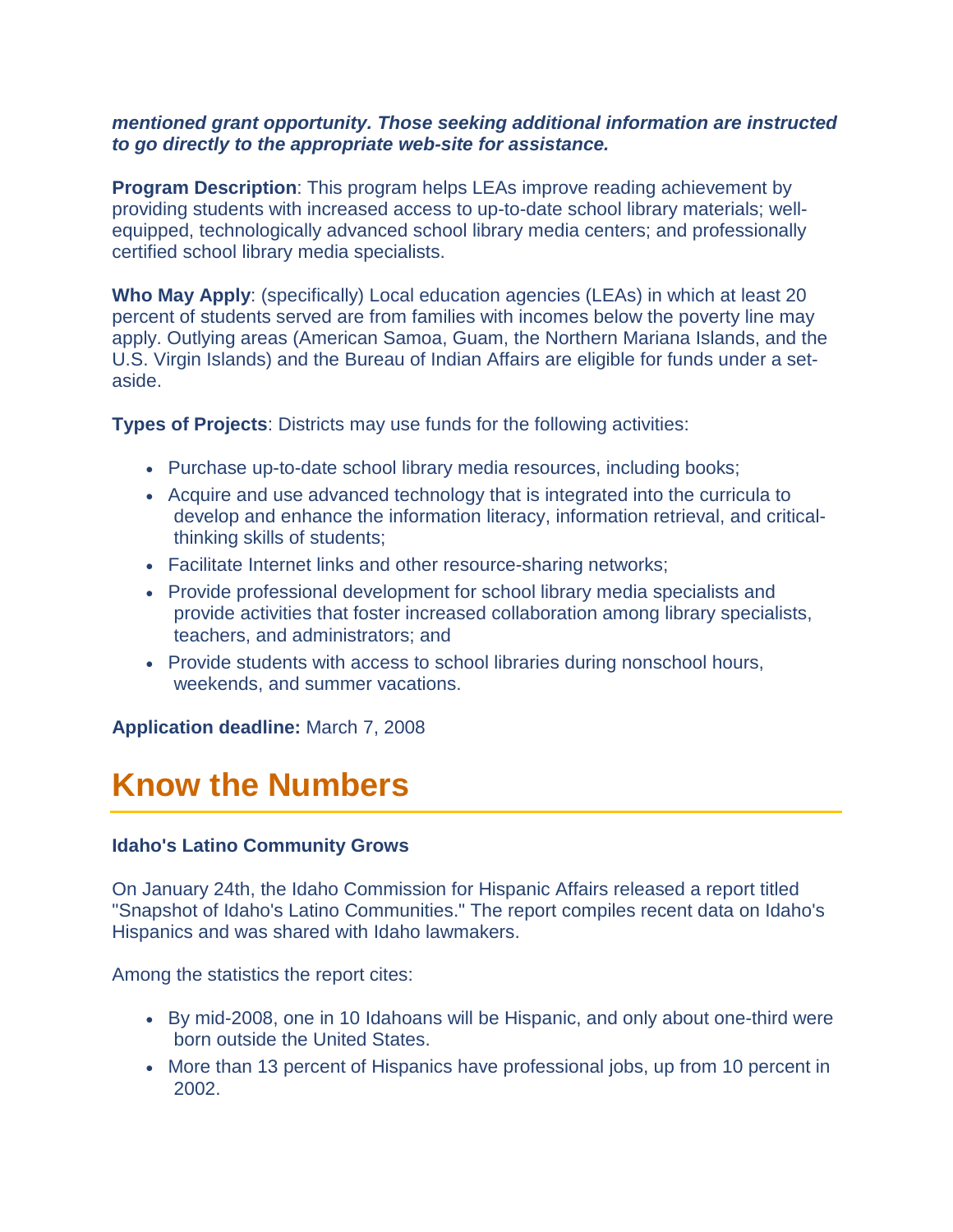***mentioned grant opportunity. Those seeking additional information are instructed to go directly to the appropriate web-site for assistance.***

**Program Description**: This program helps LEAs improve reading achievement by providing students with increased access to up-to-date school library materials; well-equipped, technologically advanced school library media centers; and professionally certified school library media specialists.

**Who May Apply**: (specifically) Local education agencies (LEAs) in which at least 20 percent of students served are from families with incomes below the poverty line may apply. Outlying areas (American Samoa, Guam, the Northern Mariana Islands, and the U.S. Virgin Islands) and the Bureau of Indian Affairs are eligible for funds under a set-aside.

**Types of Projects**: Districts may use funds for the following activities:

- Purchase up-to-date school library media resources, including books;
- Acquire and use advanced technology that is integrated into the curricula to develop and enhance the information literacy, information retrieval, and critical-thinking skills of students;
- Facilitate Internet links and other resource-sharing networks;
- Provide professional development for school library media specialists and provide activities that foster increased collaboration among library specialists, teachers, and administrators; and
- Provide students with access to school libraries during nonschool hours, weekends, and summer vacations.

**Application deadline:** March 7, 2008

# Know the Numbers

### Idaho's Latino Community Grows

On January 24th, the Idaho Commission for Hispanic Affairs released a report titled "Snapshot of Idaho's Latino Communities." The report compiles recent data on Idaho's Hispanics and was shared with Idaho lawmakers.

Among the statistics the report cites:

- By mid-2008, one in 10 Idahoans will be Hispanic, and only about one-third were born outside the United States.
- More than 13 percent of Hispanics have professional jobs, up from 10 percent in 2002.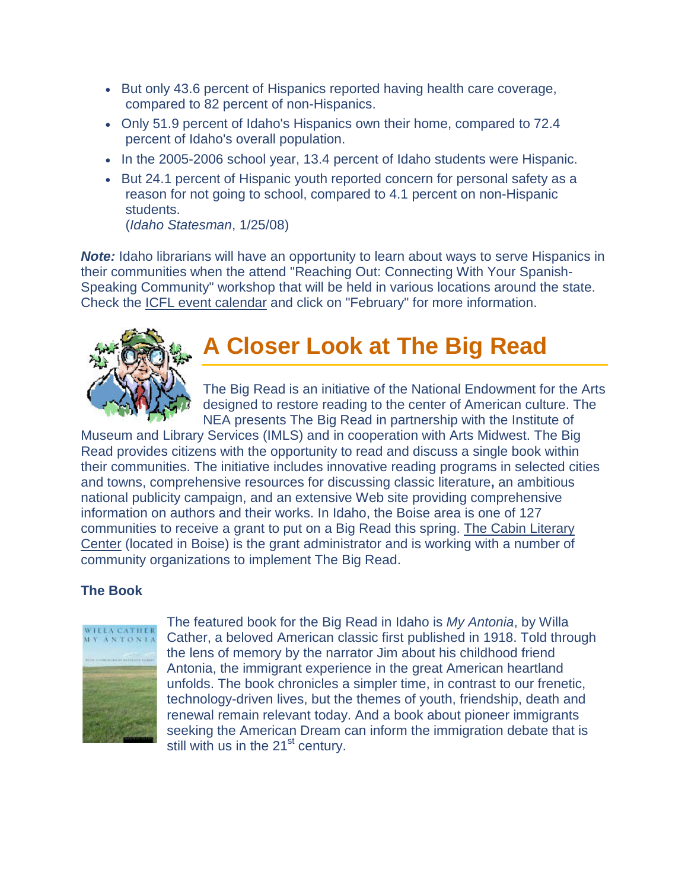- But only 43.6 percent of Hispanics reported having health care coverage, compared to 82 percent of non-Hispanics.
- Only 51.9 percent of Idaho's Hispanics own their home, compared to 72.4 percent of Idaho's overall population.
- In the 2005-2006 school year, 13.4 percent of Idaho students were Hispanic.
- But 24.1 percent of Hispanic youth reported concern for personal safety as a reason for not going to school, compared to 4.1 percent on non-Hispanic students.
  (*Idaho Statesman*, 1/25/08)

***Note:*** Idaho librarians will have an opportunity to learn about ways to serve Hispanics in their communities when the attend "Reaching Out: Connecting With Your Spanish-Speaking Community" workshop that will be held in various locations around the state. Check the ICFL event calendar and click on "February" for more information.

## A Closer Look at The Big Read

The Big Read is an initiative of the National Endowment for the Arts designed to restore reading to the center of American culture. The NEA presents The Big Read in partnership with the Institute of Museum and Library Services (IMLS) and in cooperation with Arts Midwest. The Big Read provides citizens with the opportunity to read and discuss a single book within their communities. The initiative includes innovative reading programs in selected cities and towns, comprehensive resources for discussing classic literature**,** an ambitious national publicity campaign, and an extensive Web site providing comprehensive information on authors and their works. In Idaho, the Boise area is one of 127 communities to receive a grant to put on a Big Read this spring. The Cabin Literary Center (located in Boise) is the grant administrator and is working with a number of community organizations to implement The Big Read.

### The Book

The featured book for the Big Read in Idaho is *My Antonia*, by Willa Cather, a beloved American classic first published in 1918. Told through the lens of memory by the narrator Jim about his childhood friend Antonia, the immigrant experience in the great American heartland unfolds. The book chronicles a simpler time, in contrast to our frenetic, technology-driven lives, but the themes of youth, friendship, death and renewal remain relevant today. And a book about pioneer immigrants seeking the American Dream can inform the immigration debate that is still with us in the 21st century.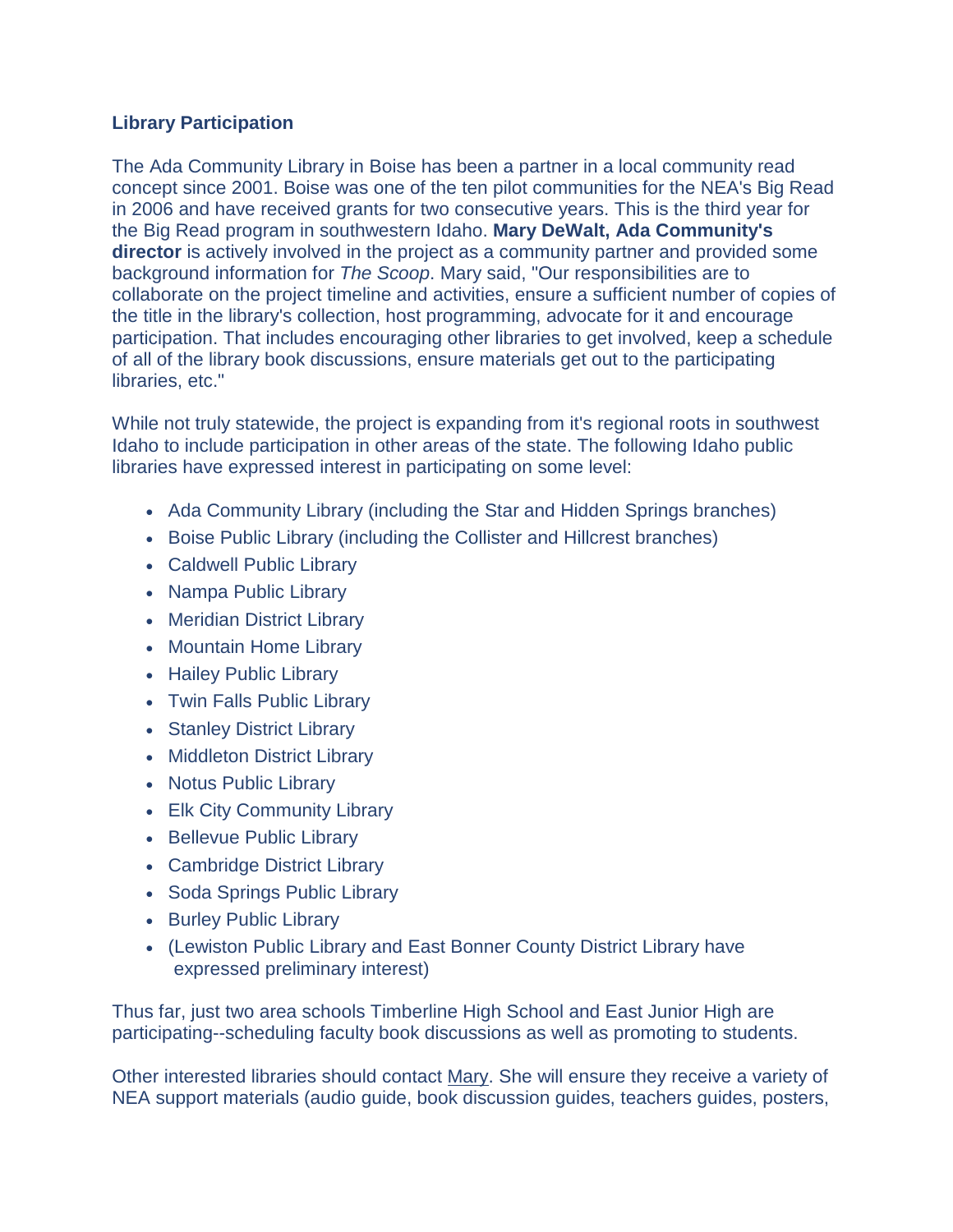### Library Participation

The Ada Community Library in Boise has been a partner in a local community read concept since 2001. Boise was one of the ten pilot communities for the NEA's Big Read in 2006 and have received grants for two consecutive years. This is the third year for the Big Read program in southwestern Idaho. **Mary DeWalt, Ada Community's director** is actively involved in the project as a community partner and provided some background information for *The Scoop*. Mary said, "Our responsibilities are to collaborate on the project timeline and activities, ensure a sufficient number of copies of the title in the library's collection, host programming, advocate for it and encourage participation. That includes encouraging other libraries to get involved, keep a schedule of all of the library book discussions, ensure materials get out to the participating libraries, etc."

While not truly statewide, the project is expanding from it's regional roots in southwest Idaho to include participation in other areas of the state. The following Idaho public libraries have expressed interest in participating on some level:

- Ada Community Library (including the Star and Hidden Springs branches)
- Boise Public Library (including the Collister and Hillcrest branches)
- Caldwell Public Library
- Nampa Public Library
- Meridian District Library
- Mountain Home Library
- Hailey Public Library
- Twin Falls Public Library
- Stanley District Library
- Middleton District Library
- Notus Public Library
- Elk City Community Library
- Bellevue Public Library
- Cambridge District Library
- Soda Springs Public Library
- Burley Public Library
- (Lewiston Public Library and East Bonner County District Library have expressed preliminary interest)

Thus far, just two area schools Timberline High School and East Junior High are participating--scheduling faculty book discussions as well as promoting to students.

Other interested libraries should contact Mary. She will ensure they receive a variety of NEA support materials (audio guide, book discussion guides, teachers guides, posters,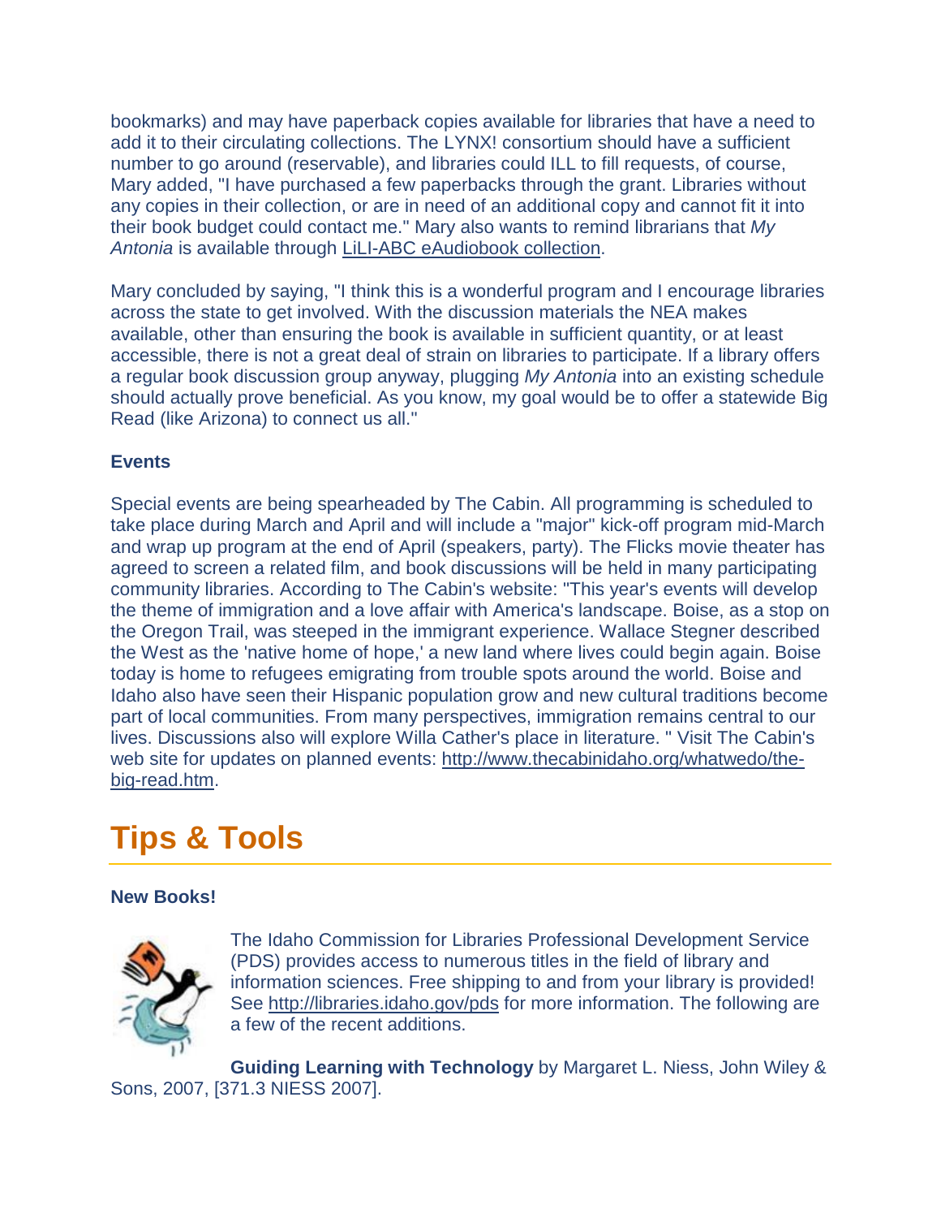bookmarks) and may have paperback copies available for libraries that have a need to add it to their circulating collections. The LYNX! consortium should have a sufficient number to go around (reservable), and libraries could ILL to fill requests, of course, Mary added, "I have purchased a few paperbacks through the grant. Libraries without any copies in their collection, or are in need of an additional copy and cannot fit it into their book budget could contact me." Mary also wants to remind librarians that *My Antonia* is available through LiLI-ABC eAudiobook collection.

Mary concluded by saying, "I think this is a wonderful program and I encourage libraries across the state to get involved. With the discussion materials the NEA makes available, other than ensuring the book is available in sufficient quantity, or at least accessible, there is not a great deal of strain on libraries to participate. If a library offers a regular book discussion group anyway, plugging *My Antonia* into an existing schedule should actually prove beneficial. As you know, my goal would be to offer a statewide Big Read (like Arizona) to connect us all."

### Events

Special events are being spearheaded by The Cabin. All programming is scheduled to take place during March and April and will include a "major" kick-off program mid-March and wrap up program at the end of April (speakers, party). The Flicks movie theater has agreed to screen a related film, and book discussions will be held in many participating community libraries. According to The Cabin's website: "This year's events will develop the theme of immigration and a love affair with America's landscape. Boise, as a stop on the Oregon Trail, was steeped in the immigrant experience. Wallace Stegner described the West as the 'native home of hope,' a new land where lives could begin again. Boise today is home to refugees emigrating from trouble spots around the world. Boise and Idaho also have seen their Hispanic population grow and new cultural traditions become part of local communities. From many perspectives, immigration remains central to our lives. Discussions also will explore Willa Cather's place in literature. " Visit The Cabin's web site for updates on planned events: http://www.thecabinidaho.org/whatwedo/the-big-read.htm.

# Tips & Tools

### New Books!

The Idaho Commission for Libraries Professional Development Service (PDS) provides access to numerous titles in the field of library and information sciences. Free shipping to and from your library is provided! See http://libraries.idaho.gov/pds for more information. The following are a few of the recent additions.

**Guiding Learning with Technology** by Margaret L. Niess, John Wiley & Sons, 2007, [371.3 NIESS 2007].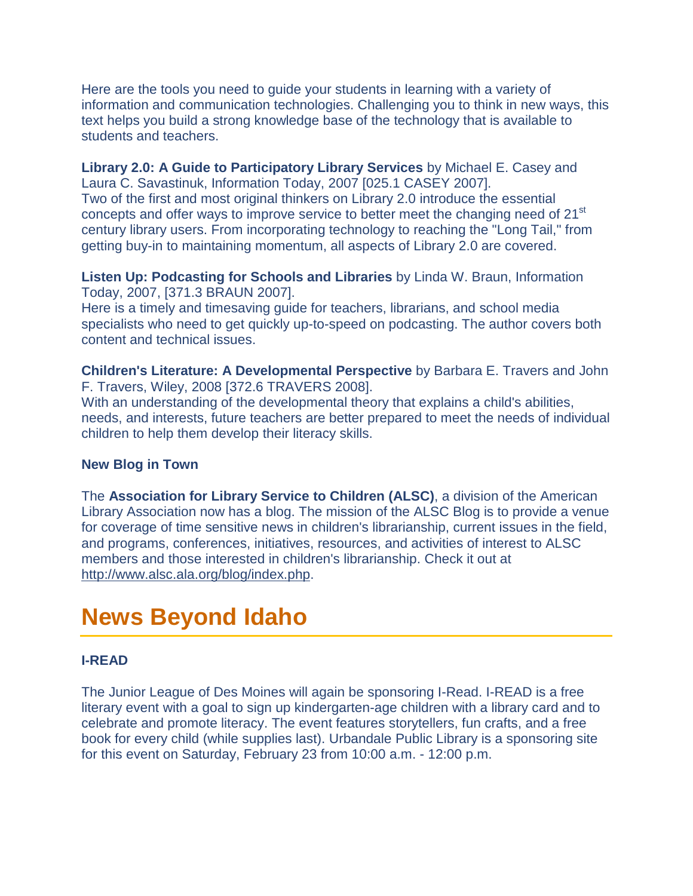Here are the tools you need to guide your students in learning with a variety of information and communication technologies. Challenging you to think in new ways, this text helps you build a strong knowledge base of the technology that is available to students and teachers.

**Library 2.0: A Guide to Participatory Library Services** by Michael E. Casey and Laura C. Savastinuk, Information Today, 2007 [025.1 CASEY 2007].
Two of the first and most original thinkers on Library 2.0 introduce the essential concepts and offer ways to improve service to better meet the changing need of 21st century library users. From incorporating technology to reaching the "Long Tail," from getting buy-in to maintaining momentum, all aspects of Library 2.0 are covered.

**Listen Up: Podcasting for Schools and Libraries** by Linda W. Braun, Information Today, 2007, [371.3 BRAUN 2007].
Here is a timely and timesaving guide for teachers, librarians, and school media specialists who need to get quickly up-to-speed on podcasting. The author covers both content and technical issues.

**Children's Literature: A Developmental Perspective** by Barbara E. Travers and John F. Travers, Wiley, 2008 [372.6 TRAVERS 2008].
With an understanding of the developmental theory that explains a child's abilities, needs, and interests, future teachers are better prepared to meet the needs of individual children to help them develop their literacy skills.

**New Blog in Town**

The **Association for Library Service to Children (ALSC)**, a division of the American Library Association now has a blog. The mission of the ALSC Blog is to provide a venue for coverage of time sensitive news in children's librarianship, current issues in the field, and programs, conferences, initiatives, resources, and activities of interest to ALSC members and those interested in children's librarianship. Check it out at http://www.alsc.ala.org/blog/index.php.

# News Beyond Idaho

**I-READ**

The Junior League of Des Moines will again be sponsoring I-Read. I-READ is a free literary event with a goal to sign up kindergarten-age children with a library card and to celebrate and promote literacy. The event features storytellers, fun crafts, and a free book for every child (while supplies last). Urbandale Public Library is a sponsoring site for this event on Saturday, February 23 from 10:00 a.m. - 12:00 p.m.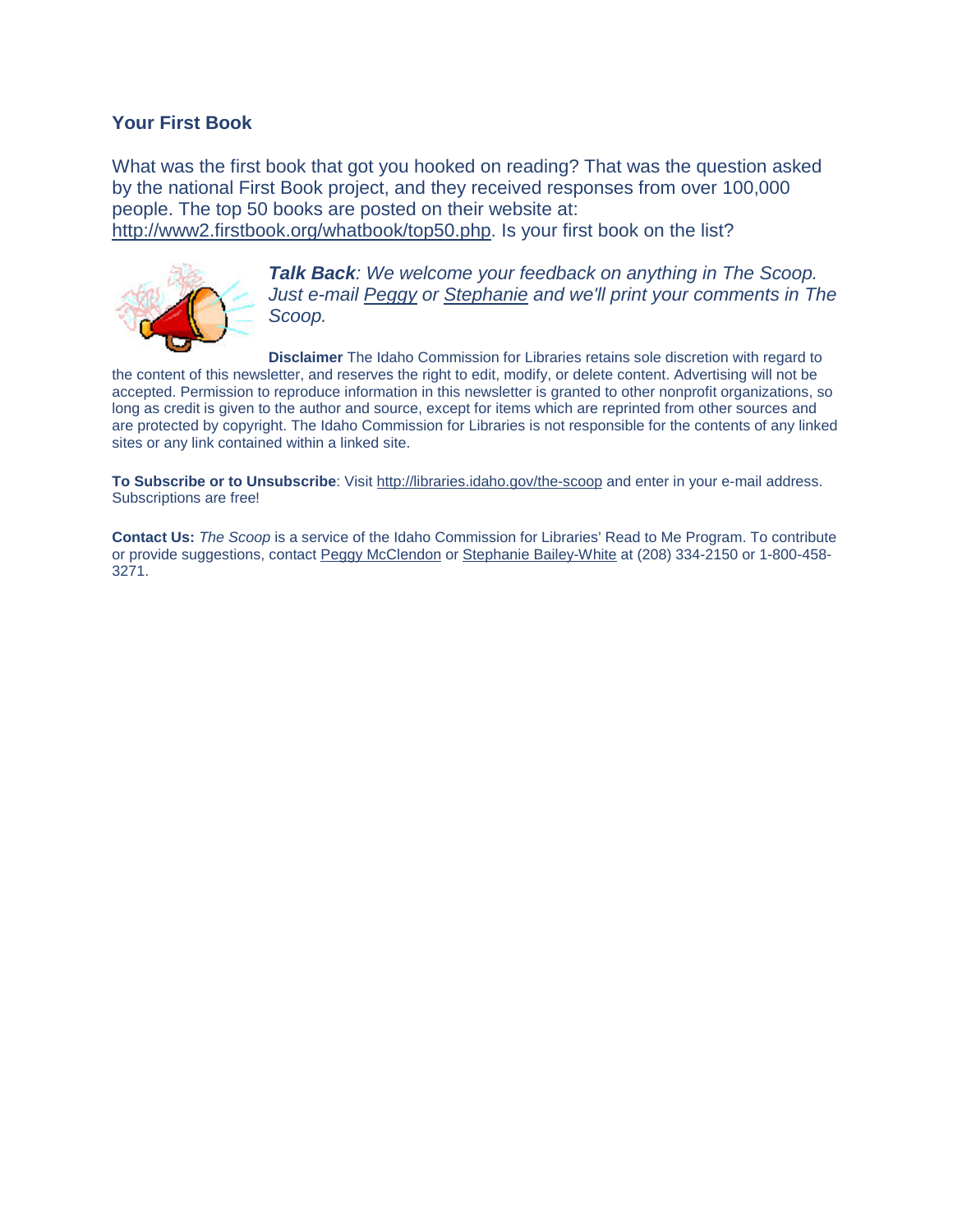### Your First Book

What was the first book that got you hooked on reading? That was the question asked by the national First Book project, and they received responses from over 100,000 people. The top 50 books are posted on their website at: http://www2.firstbook.org/whatbook/top50.php. Is your first book on the list?

***Talk Back****: We welcome your feedback on anything in The Scoop. Just e-mail Peggy or Stephanie and we'll print your comments in The Scoop.*

**Disclaimer** The Idaho Commission for Libraries retains sole discretion with regard to the content of this newsletter, and reserves the right to edit, modify, or delete content. Advertising will not be accepted. Permission to reproduce information in this newsletter is granted to other nonprofit organizations, so long as credit is given to the author and source, except for items which are reprinted from other sources and are protected by copyright. The Idaho Commission for Libraries is not responsible for the contents of any linked sites or any link contained within a linked site.

**To Subscribe or to Unsubscribe**: Visit http://libraries.idaho.gov/the-scoop and enter in your e-mail address. Subscriptions are free!

**Contact Us:** *The Scoop* is a service of the Idaho Commission for Libraries' Read to Me Program. To contribute or provide suggestions, contact Peggy McClendon or Stephanie Bailey-White at (208) 334-2150 or 1-800-458-3271.